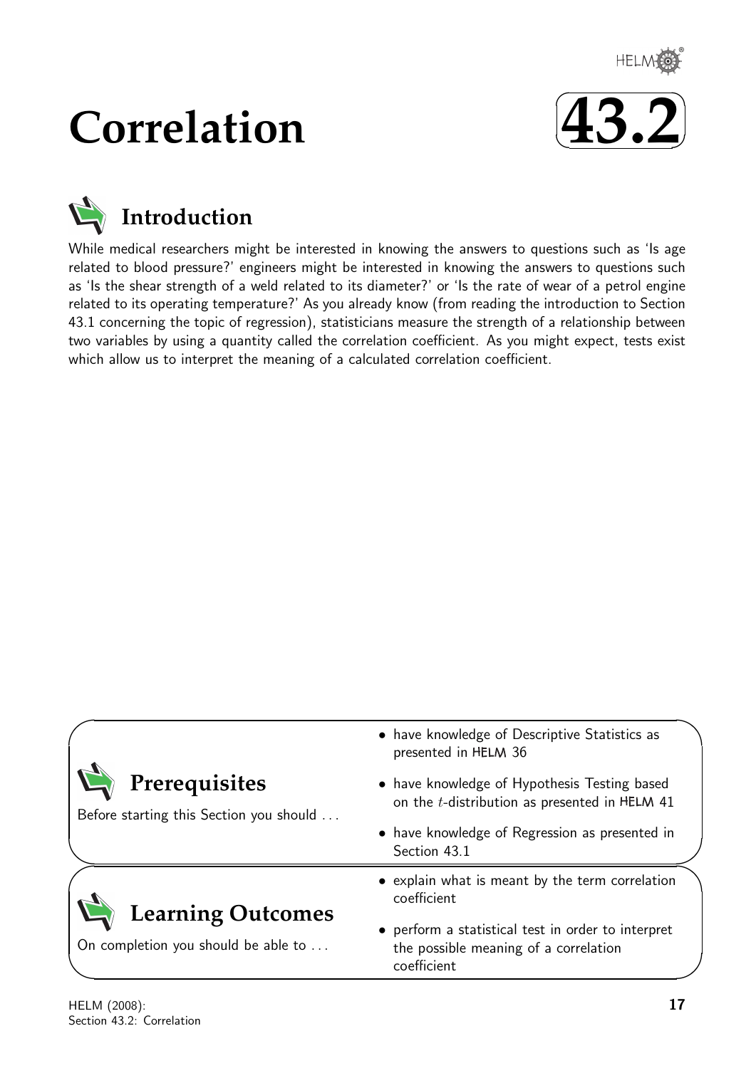# Correlation

# 43.2

## Introduction

While medical researchers might be interested in knowing the answers to questions such as 'Is age related to blood pressure?' engineers might be interested in knowing the answers to questions such as 'Is the shear strength of a weld related to its diameter?' or 'Is the rate of wear of a petrol engine related to its operating temperature?' As you already know (from reading the introduction to Section 43.1 concerning the topic of regression), statisticians measure the strength of a relationship between two variables by using a quantity called the correlation coefficient. As you might expect, tests exist which allow us to interpret the meaning of a calculated correlation coefficient.

## Prerequisites

Before starting this Section you should ...

- have knowledge of Descriptive Statistics as presented in HELM 36
- have knowledge of Hypothesis Testing based on the $t$-distribution as presented in HELM 41
- have knowledge of Regression as presented in Section 43.1

## Learning Outcomes

On completion you should be able to ...

- explain what is meant by the term correlation coefficient
- perform a statistical test in order to interpret the possible meaning of a correlation coefficient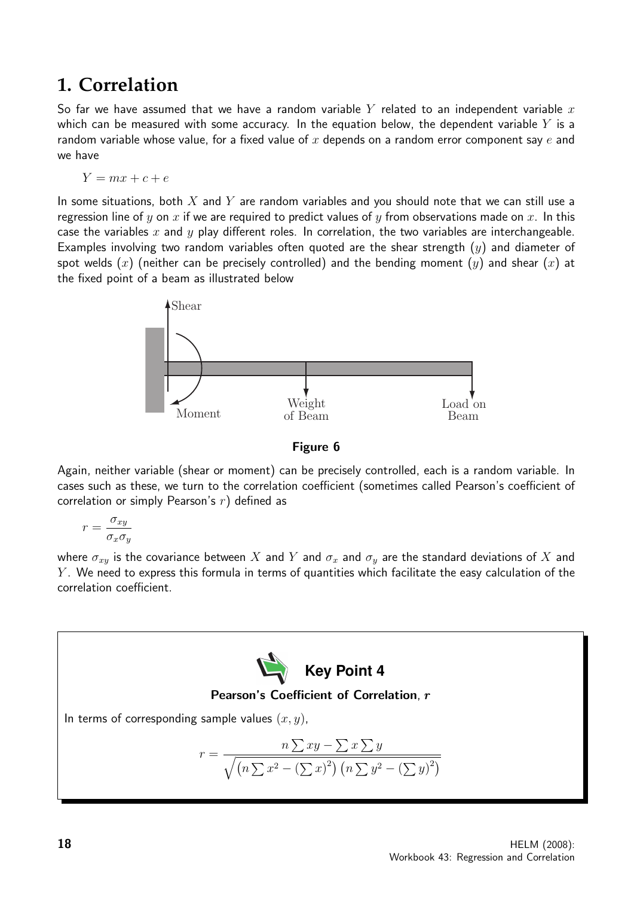# 1. Correlation

So far we have assumed that we have a random variable $Y$ related to an independent variable $x$ which can be measured with some accuracy. In the equation below, the dependent variable $Y$ is a random variable whose value, for a fixed value of $x$ depends on a random error component say $e$ and we have

$$Y = mx + c + e$$

In some situations, both $X$ and $Y$ are random variables and you should note that we can still use a regression line of $y$ on $x$ if we are required to predict values of $y$ from observations made on $x$. In this case the variables $x$ and $y$ play different roles. In correlation, the two variables are interchangeable. Examples involving two random variables often quoted are the shear strength ($y$) and diameter of spot welds ($x$) (neither can be precisely controlled) and the bending moment ($y$) and shear ($x$) at the fixed point of a beam as illustrated below

Shear

Moment

Weight of Beam

Load on Beam

**Figure 6**

Again, neither variable (shear or moment) can be precisely controlled, each is a random variable. In cases such as these, we turn to the correlation coefficient (sometimes called Pearson's coefficient of correlation or simply Pearson's $r$) defined as

$$r = \frac{\sigma_{xy}}{\sigma_x \sigma_y}$$

where $\sigma_{xy}$ is the covariance between $X$ and $Y$ and $\sigma_x$ and $\sigma_y$ are the standard deviations of $X$ and $Y$. We need to express this formula in terms of quantities which facilitate the easy calculation of the correlation coefficient.

**Key Point 4**

**Pearson's Coefficient of Correlation, $r$**

In terms of corresponding sample values $(x, y)$,

$$r = \frac{n\sum xy - \sum x \sum y}{\sqrt{\left(n\sum x^2 - \left(\sum x\right)^2\right)\left(n\sum y^2 - \left(\sum y\right)^2\right)}}$$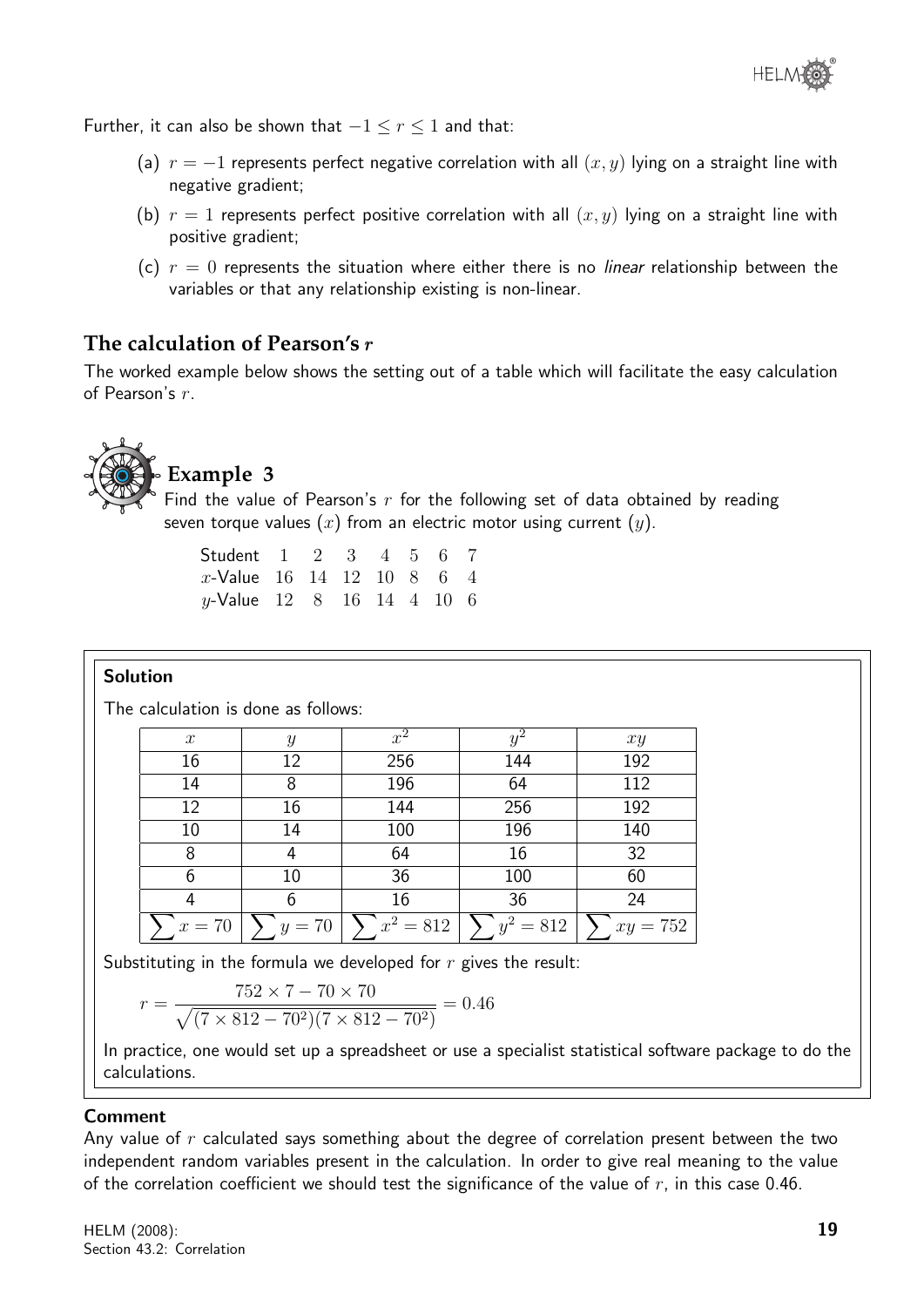Further, it can also be shown that $-1 \leq r \leq 1$ and that:

(a) $r = -1$ represents perfect negative correlation with all $(x, y)$ lying on a straight line with negative gradient;

(b) $r = 1$ represents perfect positive correlation with all $(x, y)$ lying on a straight line with positive gradient;

(c) $r = 0$ represents the situation where either there is no *linear* relationship between the variables or that any relationship existing is non-linear.

## The calculation of Pearson's $r$

The worked example below shows the setting out of a table which will facilitate the easy calculation of Pearson's $r$.

### Example 3

Find the value of Pearson's $r$ for the following set of data obtained by reading seven torque values $(x)$ from an electric motor using current $(y)$.

| Student | 1 | 2 | 3 | 4 | 5 | 6 | 7 |
|---|---|---|---|---|---|---|---|
| $x$-Value | 16 | 14 | 12 | 10 | 8 | 6 | 4 |
| $y$-Value | 12 | 8 | 16 | 14 | 4 | 10 | 6 |

**Solution**

The calculation is done as follows:

| $x$ | $y$ | $x^2$ | $y^2$ | $xy$ |
|---|---|---|---|---|
| 16 | 12 | 256 | 144 | 192 |
| 14 | 8 | 196 | 64 | 112 |
| 12 | 16 | 144 | 256 | 192 |
| 10 | 14 | 100 | 196 | 140 |
| 8 | 4 | 64 | 16 | 32 |
| 6 | 10 | 36 | 100 | 60 |
| 4 | 6 | 16 | 36 | 24 |
| $\sum x = 70$ | $\sum y = 70$ | $\sum x^2 = 812$ | $\sum y^2 = 812$ | $\sum xy = 752$ |

Substituting in the formula we developed for $r$ gives the result:

$$r = \frac{752 \times 7 - 70 \times 70}{\sqrt{(7 \times 812 - 70^2)(7 \times 812 - 70^2)}} = 0.46$$

In practice, one would set up a spreadsheet or use a specialist statistical software package to do the calculations.

**Comment**

Any value of $r$ calculated says something about the degree of correlation present between the two independent random variables present in the calculation. In order to give real meaning to the value of the correlation coefficient we should test the significance of the value of $r$, in this case 0.46.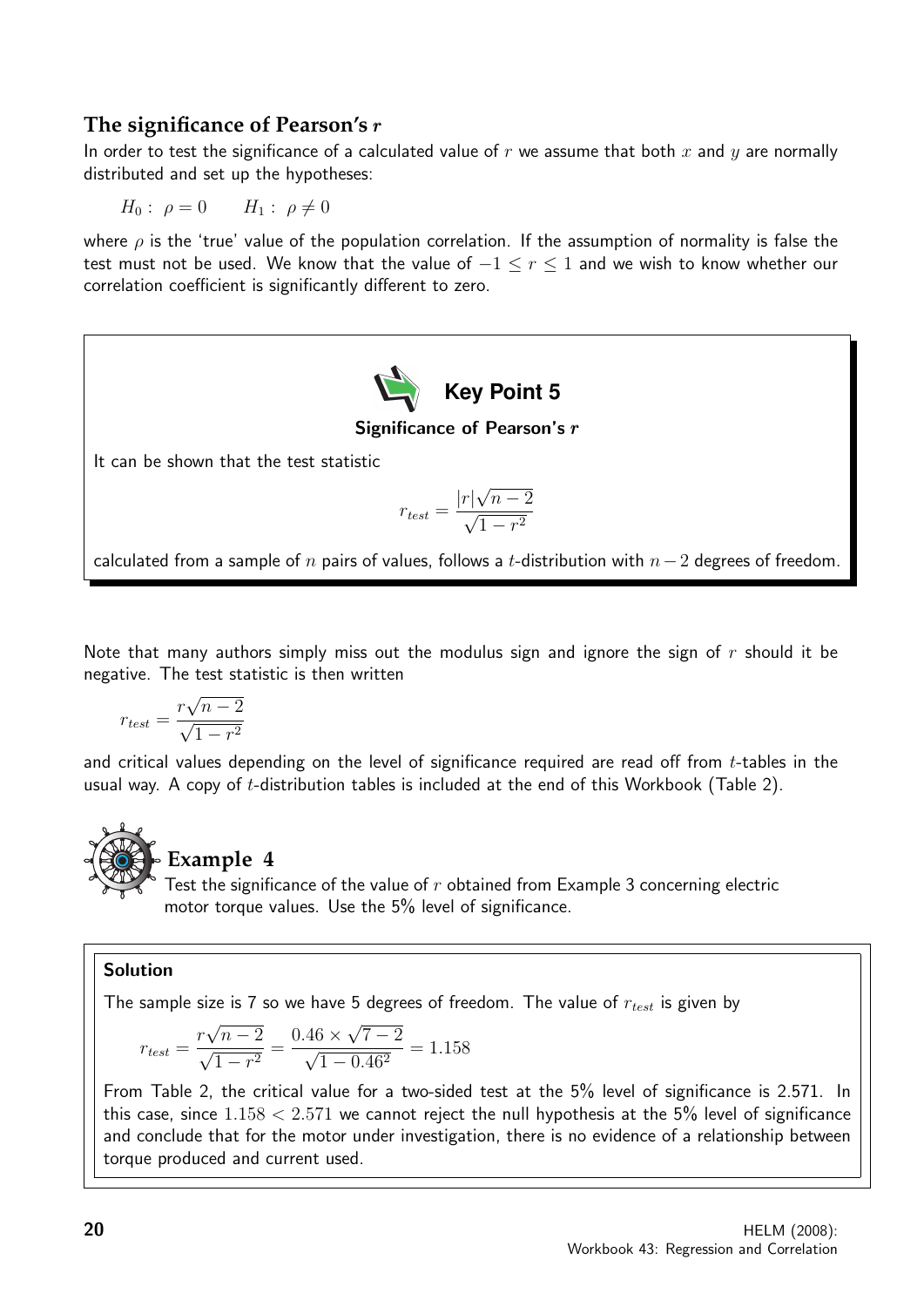## The significance of Pearson's $r$

In order to test the significance of a calculated value of $r$ we assume that both $x$ and $y$ are normally distributed and set up the hypotheses:

$$H_0: \ \rho = 0 \qquad H_1: \ \rho \neq 0$$

where $\rho$ is the 'true' value of the population correlation. If the assumption of normality is false the test must not be used. We know that the value of $-1 \leq r \leq 1$ and we wish to know whether our correlation coefficient is significantly different to zero.

### Key Point 5

**Significance of Pearson's $r$**

It can be shown that the test statistic

$$r_{test} = \frac{|r|\sqrt{n-2}}{\sqrt{1-r^2}}$$

calculated from a sample of $n$ pairs of values, follows a $t$-distribution with $n-2$ degrees of freedom.

Note that many authors simply miss out the modulus sign and ignore the sign of $r$ should it be negative. The test statistic is then written

$$r_{test} = \frac{r\sqrt{n-2}}{\sqrt{1-r^2}}$$

and critical values depending on the level of significance required are read off from $t$-tables in the usual way. A copy of $t$-distribution tables is included at the end of this Workbook (Table 2).

### Example 4

Test the significance of the value of $r$ obtained from Example 3 concerning electric motor torque values. Use the 5% level of significance.

**Solution**

The sample size is 7 so we have 5 degrees of freedom. The value of $r_{test}$ is given by

$$r_{test} = \frac{r\sqrt{n-2}}{\sqrt{1-r^2}} = \frac{0.46 \times \sqrt{7-2}}{\sqrt{1-0.46^2}} = 1.158$$

From Table 2, the critical value for a two-sided test at the 5% level of significance is 2.571. In this case, since $1.158 < 2.571$ we cannot reject the null hypothesis at the 5% level of significance and conclude that for the motor under investigation, there is no evidence of a relationship between torque produced and current used.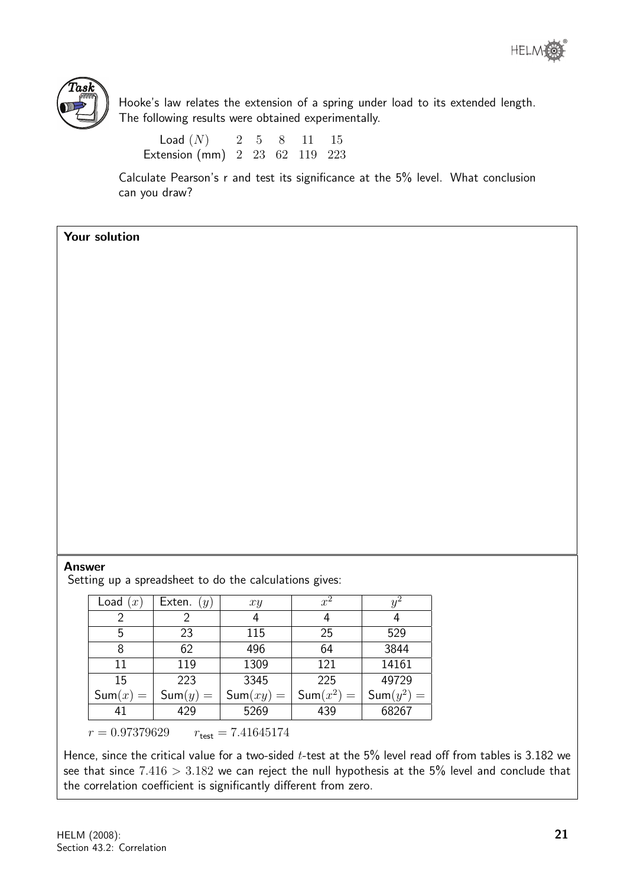**Task**

Hooke's law relates the extension of a spring under load to its extended length. The following results were obtained experimentally.

| Load $(N)$ | 2 | 5 | 8 | 11 | 15 |
|---|---|---|---|---|---|
| Extension (mm) | 2 | 23 | 62 | 119 | 223 |

Calculate Pearson's r and test its significance at the 5% level. What conclusion can you draw?

**Your solution**

**Answer**

Setting up a spreadsheet to do the calculations gives:

| Load $(x)$ | Exten. $(y)$ | $xy$ | $x^2$ | $y^2$ |
|---|---|---|---|---|
| 2 | 2 | 4 | 4 | 4 |
| 5 | 23 | 115 | 25 | 529 |
| 8 | 62 | 496 | 64 | 3844 |
| 11 | 119 | 1309 | 121 | 14161 |
| 15 | 223 | 3345 | 225 | 49729 |
| $\text{Sum}(x) =$ | $\text{Sum}(y) =$ | $\text{Sum}(xy) =$ | $\text{Sum}(x^2) =$ | $\text{Sum}(y^2) =$ |
| 41 | 429 | 5269 | 439 | 68267 |

$r = 0.97379629 \qquad r_{\text{test}} = 7.41645174$

Hence, since the critical value for a two-sided $t$-test at the 5% level read off from tables is 3.182 we see that since $7.416 > 3.182$ we can reject the null hypothesis at the 5% level and conclude that the correlation coefficient is significantly different from zero.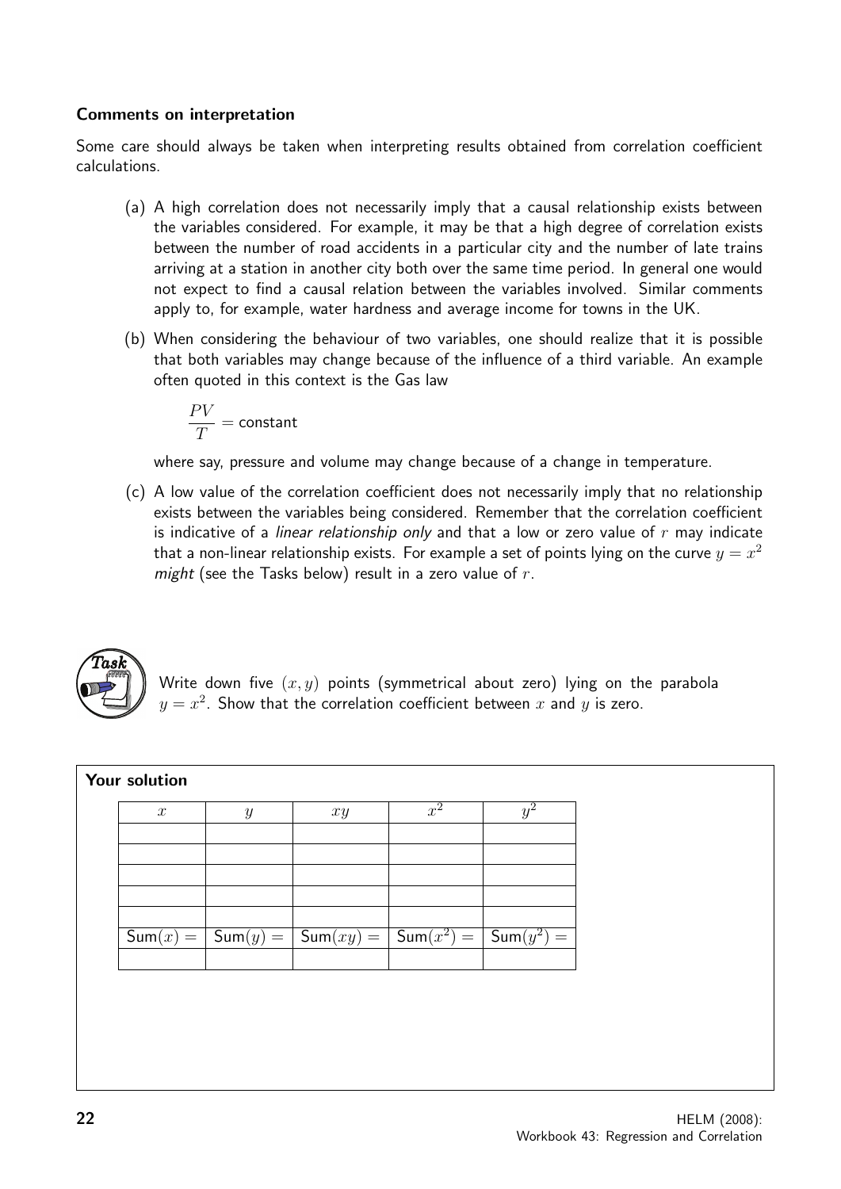#### Comments on interpretation

Some care should always be taken when interpreting results obtained from correlation coefficient calculations.

(a) A high correlation does not necessarily imply that a causal relationship exists between the variables considered. For example, it may be that a high degree of correlation exists between the number of road accidents in a particular city and the number of late trains arriving at a station in another city both over the same time period. In general one would not expect to find a causal relation between the variables involved. Similar comments apply to, for example, water hardness and average income for towns in the UK.

(b) When considering the behaviour of two variables, one should realize that it is possible that both variables may change because of the influence of a third variable. An example often quoted in this context is the Gas law

$$\frac{PV}{T} = \text{constant}$$

where say, pressure and volume may change because of a change in temperature.

(c) A low value of the correlation coefficient does not necessarily imply that no relationship exists between the variables being considered. Remember that the correlation coefficient is indicative of a *linear relationship only* and that a low or zero value of $r$ may indicate that a non-linear relationship exists. For example a set of points lying on the curve $y = x^2$ *might* (see the Tasks below) result in a zero value of $r$.

**Task**

Write down five $(x, y)$ points (symmetrical about zero) lying on the parabola $y = x^2$. Show that the correlation coefficient between $x$ and $y$ is zero.

**Your solution**

| $x$ | $y$ | $xy$ | $x^2$ | $y^2$ |
|---|---|---|---|---|
| | | | | |
| | | | | |
| | | | | |
| | | | | |
| | | | | |
| Sum$(x) =$ | Sum$(y) =$ | Sum$(xy) =$ | Sum$(x^2) =$ | Sum$(y^2) =$ |
| | | | | |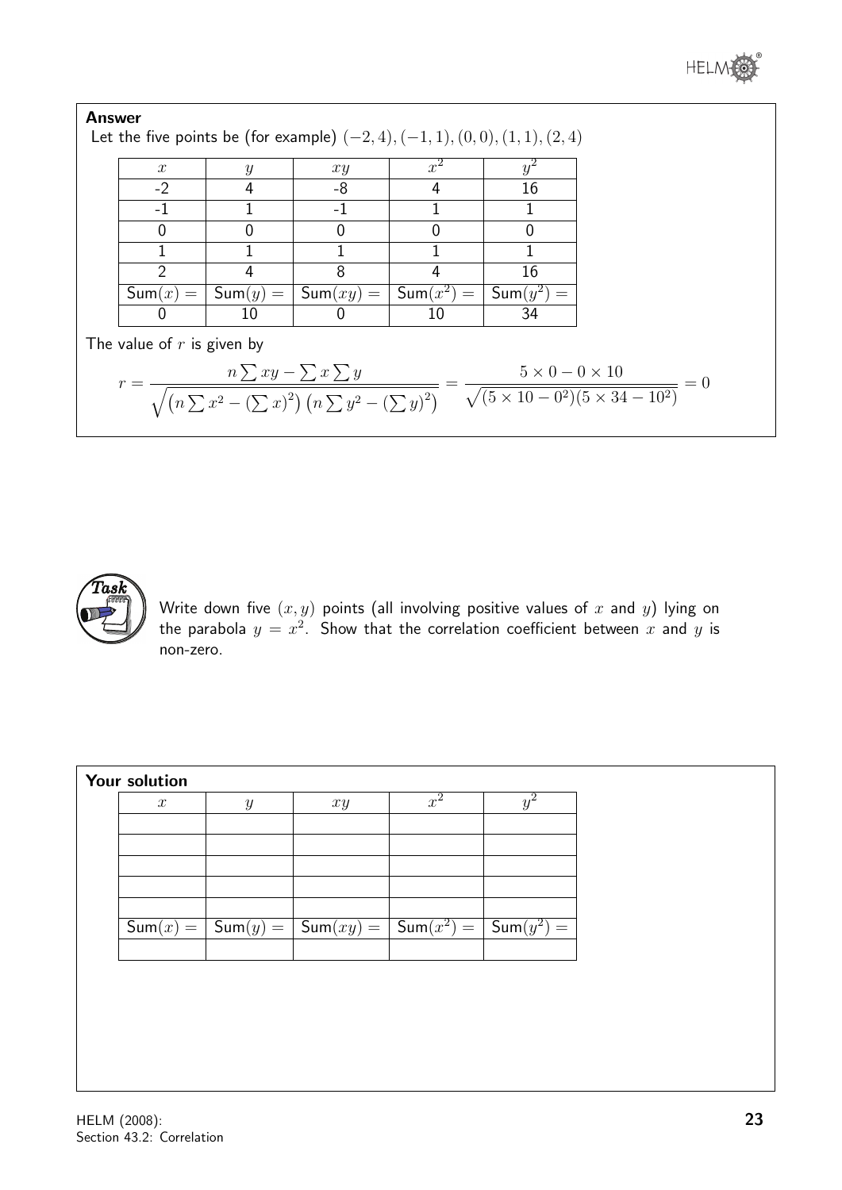**Answer**

Let the five points be (for example) $(-2, 4), (-1, 1), (0, 0), (1, 1), (2, 4)$

| $x$ | $y$ | $xy$ | $x^2$ | $y^2$ |
|---|---|---|---|---|
| -2 | 4 | -8 | 4 | 16 |
| -1 | 1 | -1 | 1 | 1 |
| 0 | 0 | 0 | 0 | 0 |
| 1 | 1 | 1 | 1 | 1 |
| 2 | 4 | 8 | 4 | 16 |
| Sum$(x) =$ | Sum$(y) =$ | Sum$(xy) =$ | Sum$(x^2) =$ | Sum$(y^2) =$ |
| 0 | 10 | 0 | 10 | 34 |

The value of $r$ is given by

$$r = \frac{n\sum xy - \sum x \sum y}{\sqrt{\left(n\sum x^2 - (\sum x)^2\right)\left(n\sum y^2 - (\sum y)^2\right)}} = \frac{5 \times 0 - 0 \times 10}{\sqrt{(5 \times 10 - 0^2)(5 \times 34 - 10^2)}} = 0$$

**Task**

Write down five $(x, y)$ points (all involving positive values of $x$ and $y$) lying on the parabola $y = x^2$. Show that the correlation coefficient between $x$ and $y$ is non-zero.

**Your solution**

| $x$ | $y$ | $xy$ | $x^2$ | $y^2$ |
|---|---|---|---|---|
| | | | | |
| | | | | |
| | | | | |
| | | | | |
| | | | | |
| Sum$(x) =$ | Sum$(y) =$ | Sum$(xy) =$ | Sum$(x^2) =$ | Sum$(y^2) =$ |
| | | | | |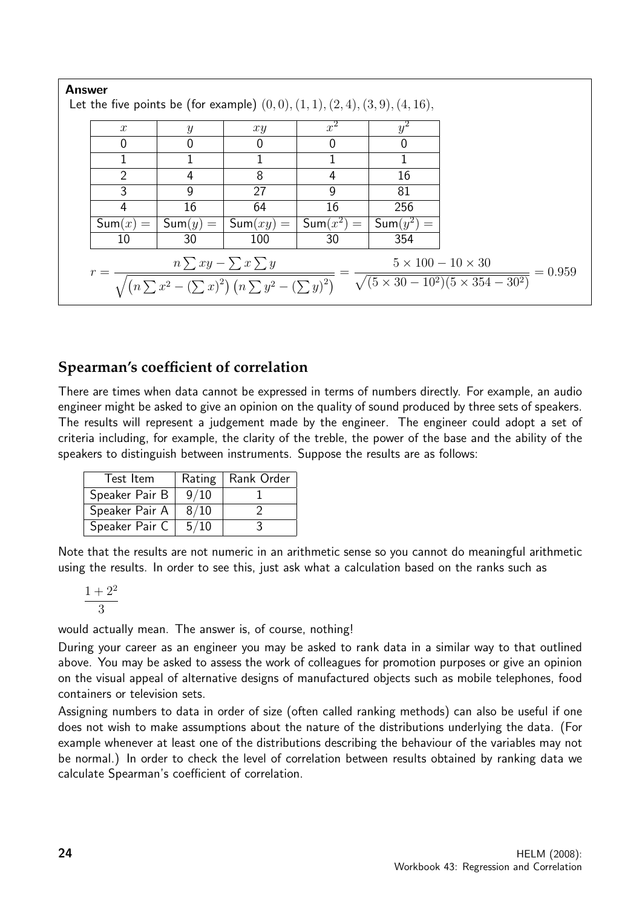**Answer**

Let the five points be (for example) $(0,0),(1,1),(2,4),(3,9),(4,16)$,

| $x$ | $y$ | $xy$ | $x^2$ | $y^2$ |
|---|---|---|---|---|
| 0 | 0 | 0 | 0 | 0 |
| 1 | 1 | 1 | 1 | 1 |
| 2 | 4 | 8 | 4 | 16 |
| 3 | 9 | 27 | 9 | 81 |
| 4 | 16 | 64 | 16 | 256 |
| $\text{Sum}(x) =$ | $\text{Sum}(y) =$ | $\text{Sum}(xy) =$ | $\text{Sum}(x^2) =$ | $\text{Sum}(y^2) =$ |
| 10 | 30 | 100 | 30 | 354 |

$$r = \frac{n\sum xy - \sum x \sum y}{\sqrt{\left(n\sum x^2 - (\sum x)^2\right)\left(n\sum y^2 - (\sum y)^2\right)}} = \frac{5\times 100 - 10\times 30}{\sqrt{(5\times 30 - 10^2)(5\times 354 - 30^2)}} = 0.959$$

## Spearman's coefficient of correlation

There are times when data cannot be expressed in terms of numbers directly. For example, an audio engineer might be asked to give an opinion on the quality of sound produced by three sets of speakers. The results will represent a judgement made by the engineer. The engineer could adopt a set of criteria including, for example, the clarity of the treble, the power of the base and the ability of the speakers to distinguish between instruments. Suppose the results are as follows:

| Test Item | Rating | Rank Order |
|---|---|---|
| Speaker Pair B | 9/10 | 1 |
| Speaker Pair A | 8/10 | 2 |
| Speaker Pair C | 5/10 | 3 |

Note that the results are not numeric in an arithmetic sense so you cannot do meaningful arithmetic using the results. In order to see this, just ask what a calculation based on the ranks such as

$$\frac{1+2^2}{3}$$

would actually mean. The answer is, of course, nothing!

During your career as an engineer you may be asked to rank data in a similar way to that outlined above. You may be asked to assess the work of colleagues for promotion purposes or give an opinion on the visual appeal of alternative designs of manufactured objects such as mobile telephones, food containers or television sets.

Assigning numbers to data in order of size (often called ranking methods) can also be useful if one does not wish to make assumptions about the nature of the distributions underlying the data. (For example whenever at least one of the distributions describing the behaviour of the variables may not be normal.) In order to check the level of correlation between results obtained by ranking data we calculate Spearman's coefficient of correlation.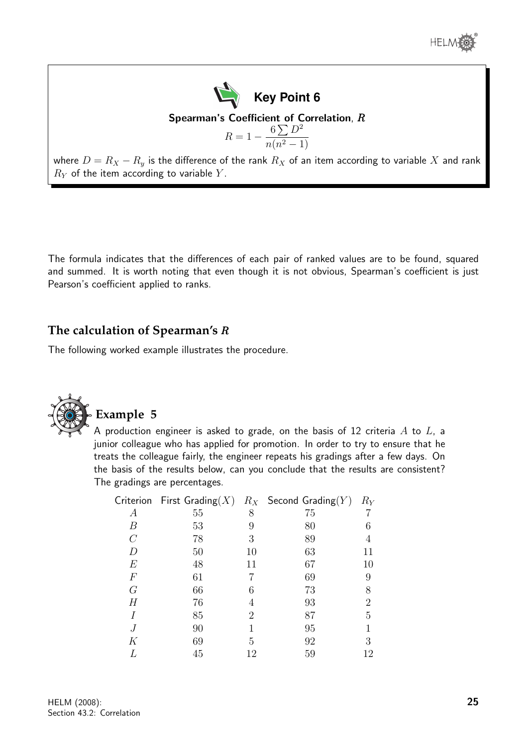### Key Point 6

**Spearman's Coefficient of Correlation, $R$**

$$R = 1 - \frac{6\sum D^2}{n(n^2-1)}$$

where $D = R_X - R_y$ is the difference of the rank $R_X$ of an item according to variable $X$ and rank $R_Y$ of the item according to variable $Y$.

The formula indicates that the differences of each pair of ranked values are to be found, squared and summed. It is worth noting that even though it is not obvious, Spearman's coefficient is just Pearson's coefficient applied to ranks.

## The calculation of Spearman's $R$

The following worked example illustrates the procedure.

### Example 5

A production engineer is asked to grade, on the basis of 12 criteria $A$ to $L$, a junior colleague who has applied for promotion. In order to try to ensure that he treats the colleague fairly, the engineer repeats his gradings after a few days. On the basis of the results below, can you conclude that the results are consistent? The gradings are percentages.

| Criterion | First Grading($X$) | $R_X$ | Second Grading($Y$) | $R_Y$ |
|---|---|---|---|---|
| $A$ | 55 | 8 | 75 | 7 |
| $B$ | 53 | 9 | 80 | 6 |
| $C$ | 78 | 3 | 89 | 4 |
| $D$ | 50 | 10 | 63 | 11 |
| $E$ | 48 | 11 | 67 | 10 |
| $F$ | 61 | 7 | 69 | 9 |
| $G$ | 66 | 6 | 73 | 8 |
| $H$ | 76 | 4 | 93 | 2 |
| $I$ | 85 | 2 | 87 | 5 |
| $J$ | 90 | 1 | 95 | 1 |
| $K$ | 69 | 5 | 92 | 3 |
| $L$ | 45 | 12 | 59 | 12 |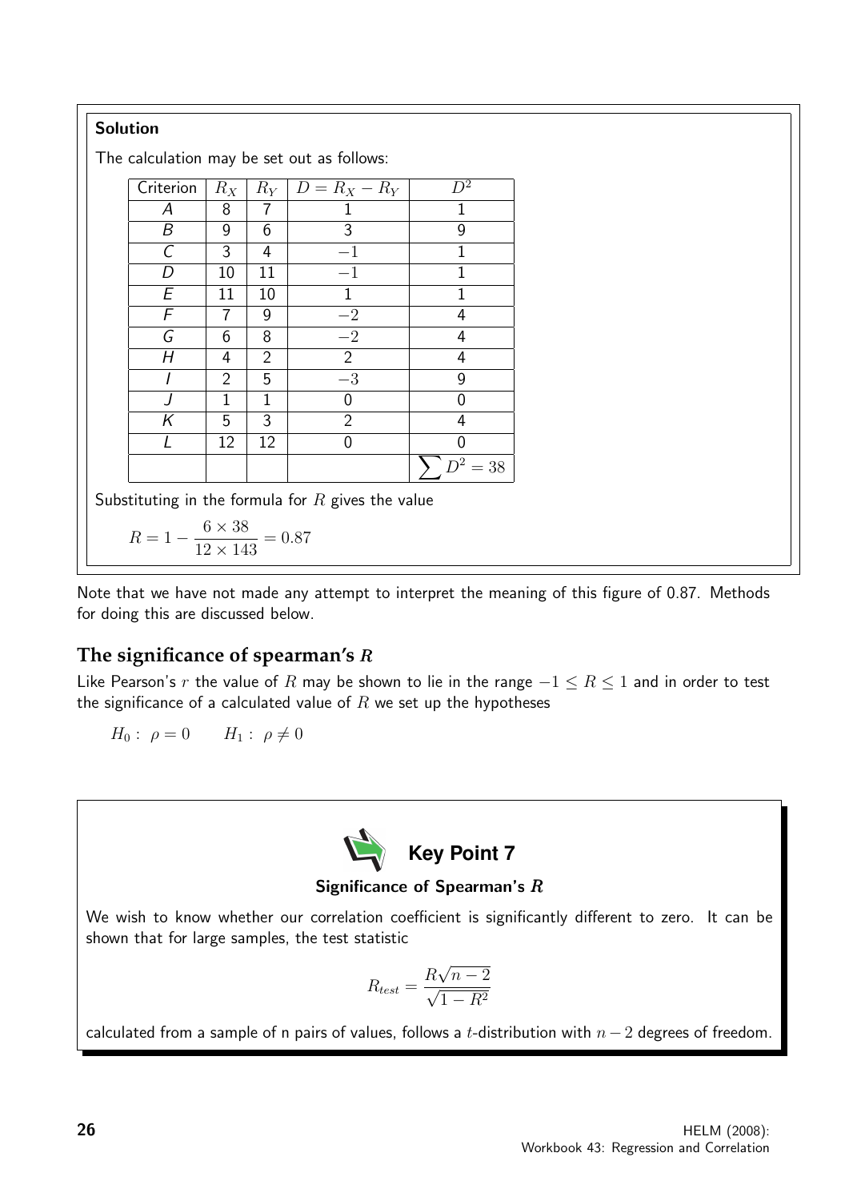**Solution**

The calculation may be set out as follows:

| Criterion | $R_X$ | $R_Y$ | $D = R_X - R_Y$ | $D^2$ |
|---|---|---|---|---|
| A | 8 | 7 | 1 | 1 |
| B | 9 | 6 | 3 | 9 |
| C | 3 | 4 | $-1$ | 1 |
| D | 10 | 11 | $-1$ | 1 |
| E | 11 | 10 | 1 | 1 |
| F | 7 | 9 | $-2$ | 4 |
| G | 6 | 8 | $-2$ | 4 |
| H | 4 | 2 | 2 | 4 |
| I | 2 | 5 | $-3$ | 9 |
| J | 1 | 1 | 0 | 0 |
| K | 5 | 3 | 2 | 4 |
| L | 12 | 12 | 0 | 0 |
| | | | | $\sum D^2 = 38$ |

Substituting in the formula for $R$ gives the value

$$R = 1 - \frac{6 \times 38}{12 \times 143} = 0.87$$

Note that we have not made any attempt to interpret the meaning of this figure of 0.87. Methods for doing this are discussed below.

## The significance of spearman's $R$

Like Pearson's $r$ the value of $R$ may be shown to lie in the range $-1 \leq R \leq 1$ and in order to test the significance of a calculated value of $R$ we set up the hypotheses

$$H_0: \ \rho = 0 \qquad H_1: \ \rho \neq 0$$

**Key Point 7**

**Significance of Spearman's $R$**

We wish to know whether our correlation coefficient is significantly different to zero. It can be shown that for large samples, the test statistic

$$R_{test} = \frac{R\sqrt{n-2}}{\sqrt{1-R^2}}$$

calculated from a sample of n pairs of values, follows a $t$-distribution with $n-2$ degrees of freedom.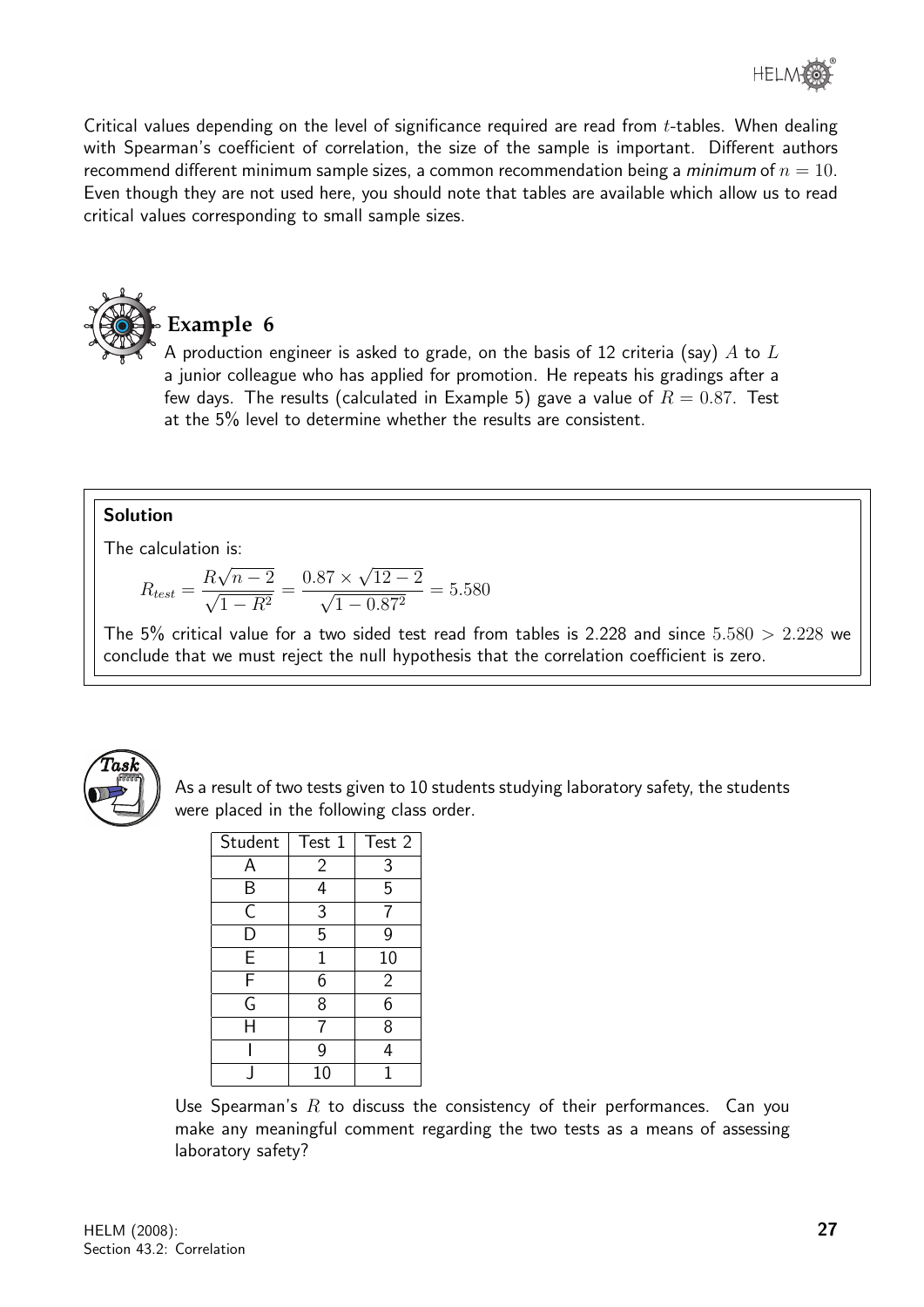Critical values depending on the level of significance required are read from $t$-tables. When dealing with Spearman's coefficient of correlation, the size of the sample is important. Different authors recommend different minimum sample sizes, a common recommendation being a *minimum* of $n = 10$. Even though they are not used here, you should note that tables are available which allow us to read critical values corresponding to small sample sizes.

## Example 6

A production engineer is asked to grade, on the basis of 12 criteria (say) $A$ to $L$ a junior colleague who has applied for promotion. He repeats his gradings after a few days. The results (calculated in Example 5) gave a value of $R = 0.87$. Test at the 5% level to determine whether the results are consistent.

**Solution**

The calculation is:

$$R_{test} = \frac{R\sqrt{n-2}}{\sqrt{1-R^2}} = \frac{0.87 \times \sqrt{12-2}}{\sqrt{1-0.87^2}} = 5.580$$

The 5% critical value for a two sided test read from tables is 2.228 and since $5.580 > 2.228$ we conclude that we must reject the null hypothesis that the correlation coefficient is zero.

**Task**

As a result of two tests given to 10 students studying laboratory safety, the students were placed in the following class order.

| Student | Test 1 | Test 2 |
|---|---|---|
| A | 2 | 3 |
| B | 4 | 5 |
| C | 3 | 7 |
| D | 5 | 9 |
| E | 1 | 10 |
| F | 6 | 2 |
| G | 8 | 6 |
| H | 7 | 8 |
| I | 9 | 4 |
| J | 10 | 1 |

Use Spearman's $R$ to discuss the consistency of their performances. Can you make any meaningful comment regarding the two tests as a means of assessing laboratory safety?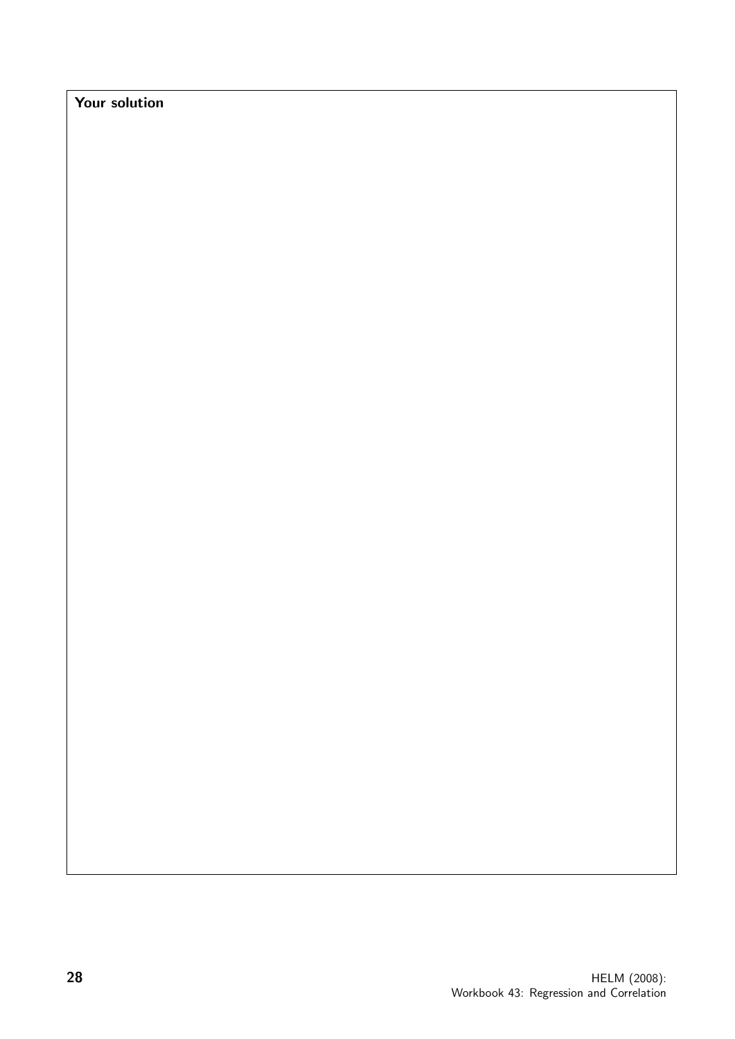**Your solution**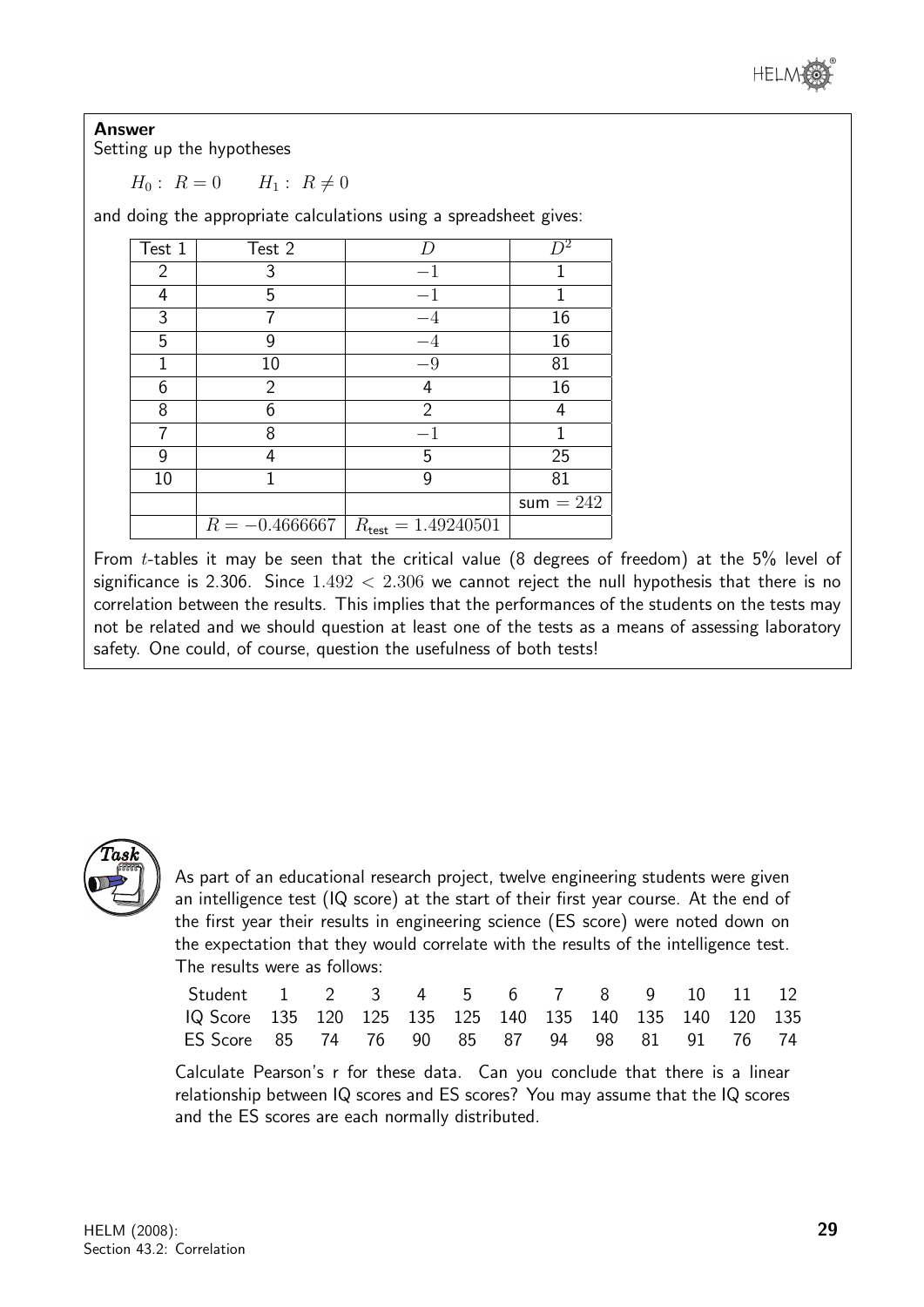**Answer**

Setting up the hypotheses

$H_0: \ R = 0 \qquad H_1: \ R \neq 0$

and doing the appropriate calculations using a spreadsheet gives:

| Test 1 | Test 2 | $D$ | $D^2$ |
|---|---|---|---|
| 2 | 3 | $-1$ | 1 |
| 4 | 5 | $-1$ | 1 |
| 3 | 7 | $-4$ | 16 |
| 5 | 9 | $-4$ | 16 |
| 1 | 10 | $-9$ | 81 |
| 6 | 2 | 4 | 16 |
| 8 | 6 | 2 | 4 |
| 7 | 8 | $-1$ | 1 |
| 9 | 4 | 5 | 25 |
| 10 | 1 | 9 | 81 |
| | | | sum $= 242$ |
| | $R = -0.4666667$ | $R_{\text{test}} = 1.49240501$ | |

From $t$-tables it may be seen that the critical value (8 degrees of freedom) at the 5% level of significance is 2.306. Since $1.492 < 2.306$ we cannot reject the null hypothesis that there is no correlation between the results. This implies that the performances of the students on the tests may not be related and we should question at least one of the tests as a means of assessing laboratory safety. One could, of course, question the usefulness of both tests!

**Task**

As part of an educational research project, twelve engineering students were given an intelligence test (IQ score) at the start of their first year course. At the end of the first year their results in engineering science (ES score) were noted down on the expectation that they would correlate with the results of the intelligence test. The results were as follows:

| Student | 1 | 2 | 3 | 4 | 5 | 6 | 7 | 8 | 9 | 10 | 11 | 12 |
|---|---|---|---|---|---|---|---|---|---|---|---|---|
| IQ Score | 135 | 120 | 125 | 135 | 125 | 140 | 135 | 140 | 135 | 140 | 120 | 135 |
| ES Score | 85 | 74 | 76 | 90 | 85 | 87 | 94 | 98 | 81 | 91 | 76 | 74 |

Calculate Pearson's r for these data. Can you conclude that there is a linear relationship between IQ scores and ES scores? You may assume that the IQ scores and the ES scores are each normally distributed.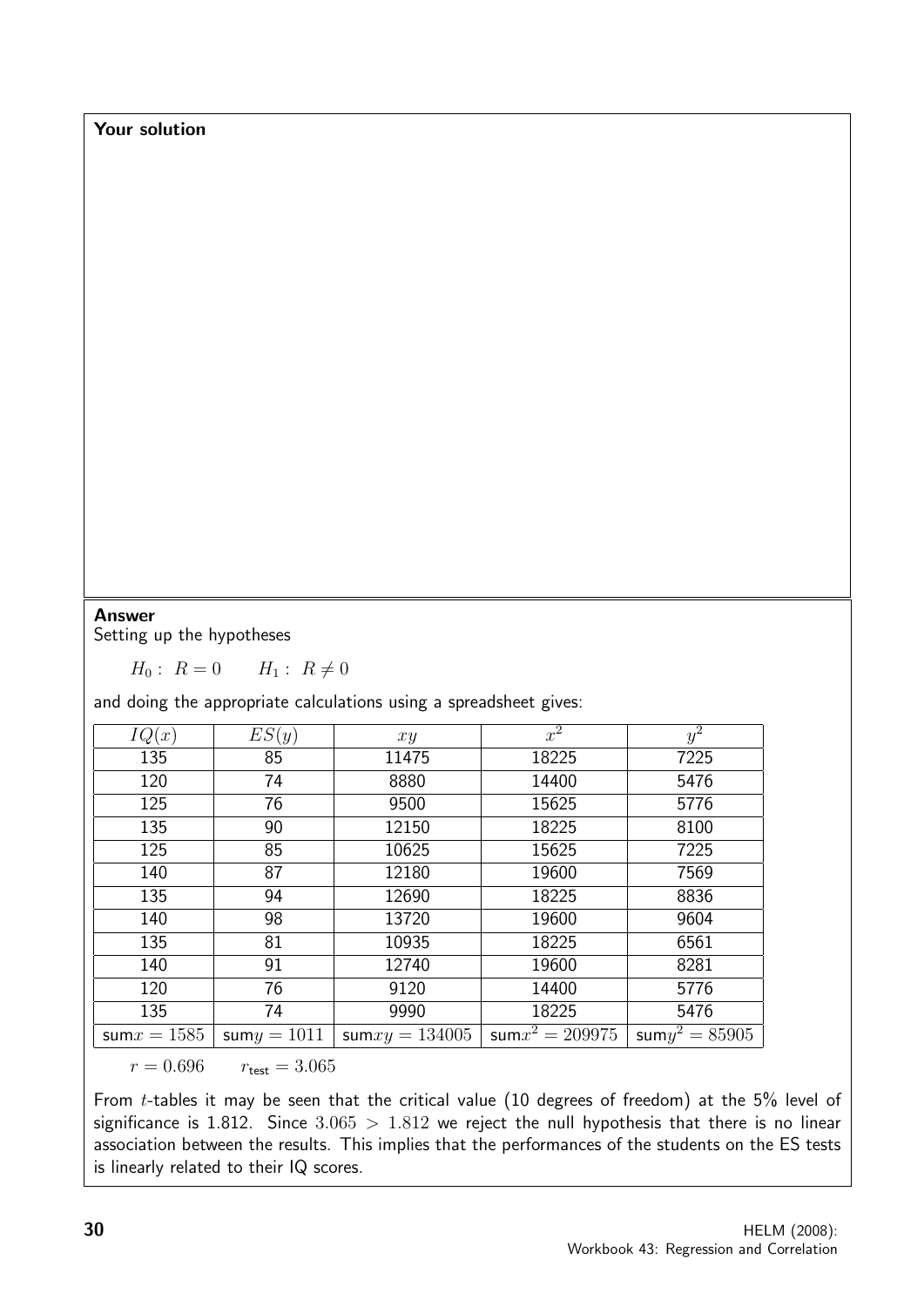**Your solution**

**Answer**

Setting up the hypotheses

$H_0: \ R = 0 \qquad H_1: \ R \neq 0$

and doing the appropriate calculations using a spreadsheet gives:

| $IQ(x)$ | $ES(y)$ | $xy$ | $x^2$ | $y^2$ |
|---|---|---|---|---|
| 135 | 85 | 11475 | 18225 | 7225 |
| 120 | 74 | 8880 | 14400 | 5476 |
| 125 | 76 | 9500 | 15625 | 5776 |
| 135 | 90 | 12150 | 18225 | 8100 |
| 125 | 85 | 10625 | 15625 | 7225 |
| 140 | 87 | 12180 | 19600 | 7569 |
| 135 | 94 | 12690 | 18225 | 8836 |
| 140 | 98 | 13720 | 19600 | 9604 |
| 135 | 81 | 10935 | 18225 | 6561 |
| 140 | 91 | 12740 | 19600 | 8281 |
| 120 | 76 | 9120 | 14400 | 5776 |
| 135 | 74 | 9990 | 18225 | 5476 |
| sum$x = 1585$ | sum$y = 1011$ | sum$xy = 134005$ | sum$x^2 = 209975$ | sum$y^2 = 85905$ |

$r = 0.696 \qquad r_{\text{test}} = 3.065$

From $t$-tables it may be seen that the critical value (10 degrees of freedom) at the 5% level of significance is 1.812. Since $3.065 > 1.812$ we reject the null hypothesis that there is no linear association between the results. This implies that the performances of the students on the ES tests is linearly related to their IQ scores.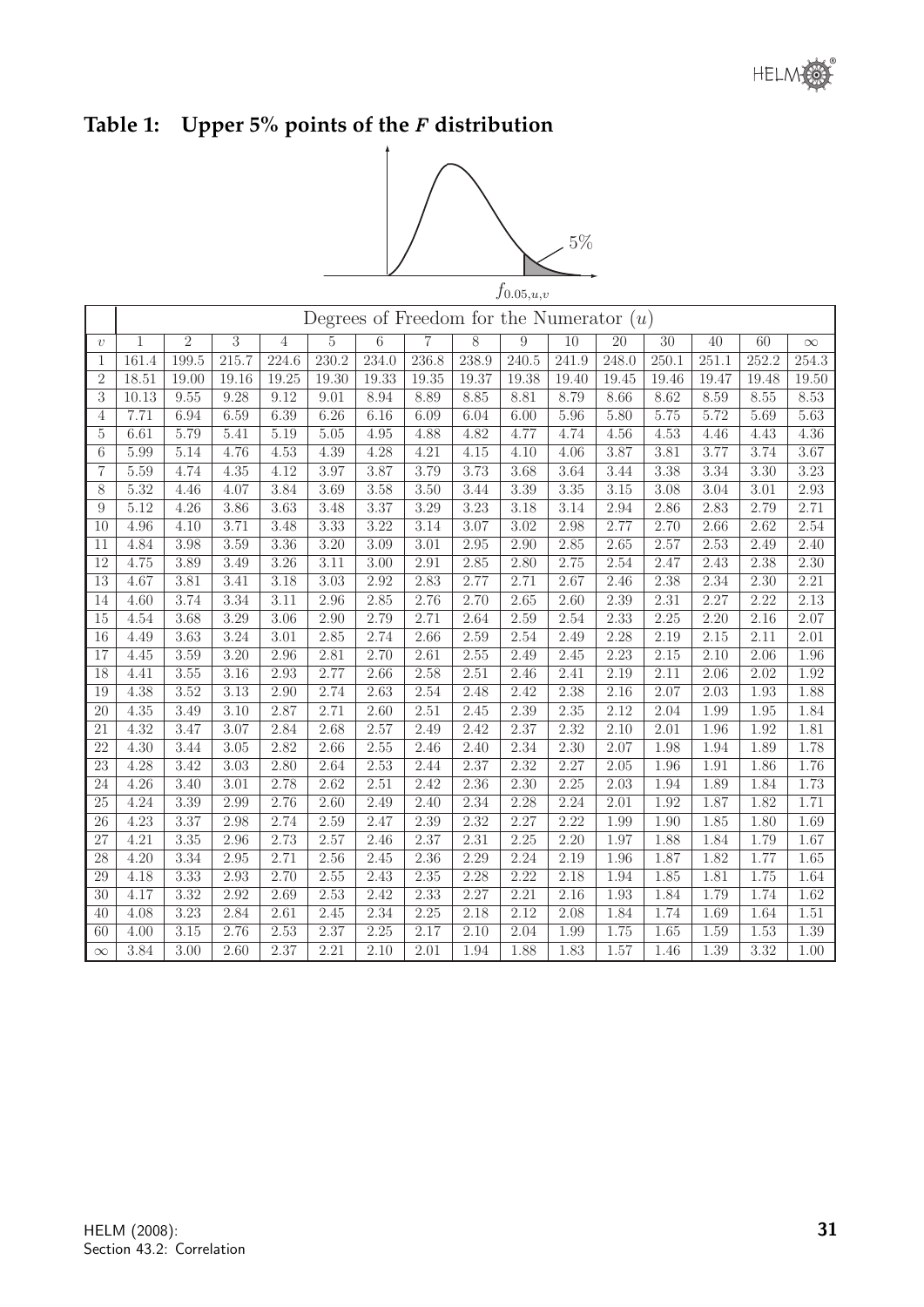## Table 1: Upper 5% points of the *F* distribution

5%

$f_{0.05,u,v}$

| | Degrees of Freedom for the Numerator ($u$) | | | | | | | | | | | | | | |
|---|---|---|---|---|---|---|---|---|---|---|---|---|---|---|---|
| $v$ | 1 | 2 | 3 | 4 | 5 | 6 | 7 | 8 | 9 | 10 | 20 | 30 | 40 | 60 | $\infty$ |
| 1 | 161.4 | 199.5 | 215.7 | 224.6 | 230.2 | 234.0 | 236.8 | 238.9 | 240.5 | 241.9 | 248.0 | 250.1 | 251.1 | 252.2 | 254.3 |
| 2 | 18.51 | 19.00 | 19.16 | 19.25 | 19.30 | 19.33 | 19.35 | 19.37 | 19.38 | 19.40 | 19.45 | 19.46 | 19.47 | 19.48 | 19.50 |
| 3 | 10.13 | 9.55 | 9.28 | 9.12 | 9.01 | 8.94 | 8.89 | 8.85 | 8.81 | 8.79 | 8.66 | 8.62 | 8.59 | 8.55 | 8.53 |
| 4 | 7.71 | 6.94 | 6.59 | 6.39 | 6.26 | 6.16 | 6.09 | 6.04 | 6.00 | 5.96 | 5.80 | 5.75 | 5.72 | 5.69 | 5.63 |
| 5 | 6.61 | 5.79 | 5.41 | 5.19 | 5.05 | 4.95 | 4.88 | 4.82 | 4.77 | 4.74 | 4.56 | 4.53 | 4.46 | 4.43 | 4.36 |
| 6 | 5.99 | 5.14 | 4.76 | 4.53 | 4.39 | 4.28 | 4.21 | 4.15 | 4.10 | 4.06 | 3.87 | 3.81 | 3.77 | 3.74 | 3.67 |
| 7 | 5.59 | 4.74 | 4.35 | 4.12 | 3.97 | 3.87 | 3.79 | 3.73 | 3.68 | 3.64 | 3.44 | 3.38 | 3.34 | 3.30 | 3.23 |
| 8 | 5.32 | 4.46 | 4.07 | 3.84 | 3.69 | 3.58 | 3.50 | 3.44 | 3.39 | 3.35 | 3.15 | 3.08 | 3.04 | 3.01 | 2.93 |
| 9 | 5.12 | 4.26 | 3.86 | 3.63 | 3.48 | 3.37 | 3.29 | 3.23 | 3.18 | 3.14 | 2.94 | 2.86 | 2.83 | 2.79 | 2.71 |
| 10 | 4.96 | 4.10 | 3.71 | 3.48 | 3.33 | 3.22 | 3.14 | 3.07 | 3.02 | 2.98 | 2.77 | 2.70 | 2.66 | 2.62 | 2.54 |
| 11 | 4.84 | 3.98 | 3.59 | 3.36 | 3.20 | 3.09 | 3.01 | 2.95 | 2.90 | 2.85 | 2.65 | 2.57 | 2.53 | 2.49 | 2.40 |
| 12 | 4.75 | 3.89 | 3.49 | 3.26 | 3.11 | 3.00 | 2.91 | 2.85 | 2.80 | 2.75 | 2.54 | 2.47 | 2.43 | 2.38 | 2.30 |
| 13 | 4.67 | 3.81 | 3.41 | 3.18 | 3.03 | 2.92 | 2.83 | 2.77 | 2.71 | 2.67 | 2.46 | 2.38 | 2.34 | 2.30 | 2.21 |
| 14 | 4.60 | 3.74 | 3.34 | 3.11 | 2.96 | 2.85 | 2.76 | 2.70 | 2.65 | 2.60 | 2.39 | 2.31 | 2.27 | 2.22 | 2.13 |
| 15 | 4.54 | 3.68 | 3.29 | 3.06 | 2.90 | 2.79 | 2.71 | 2.64 | 2.59 | 2.54 | 2.33 | 2.25 | 2.20 | 2.16 | 2.07 |
| 16 | 4.49 | 3.63 | 3.24 | 3.01 | 2.85 | 2.74 | 2.66 | 2.59 | 2.54 | 2.49 | 2.28 | 2.19 | 2.15 | 2.11 | 2.01 |
| 17 | 4.45 | 3.59 | 3.20 | 2.96 | 2.81 | 2.70 | 2.61 | 2.55 | 2.49 | 2.45 | 2.23 | 2.15 | 2.10 | 2.06 | 1.96 |
| 18 | 4.41 | 3.55 | 3.16 | 2.93 | 2.77 | 2.66 | 2.58 | 2.51 | 2.46 | 2.41 | 2.19 | 2.11 | 2.06 | 2.02 | 1.92 |
| 19 | 4.38 | 3.52 | 3.13 | 2.90 | 2.74 | 2.63 | 2.54 | 2.48 | 2.42 | 2.38 | 2.16 | 2.07 | 2.03 | 1.93 | 1.88 |
| 20 | 4.35 | 3.49 | 3.10 | 2.87 | 2.71 | 2.60 | 2.51 | 2.45 | 2.39 | 2.35 | 2.12 | 2.04 | 1.99 | 1.95 | 1.84 |
| 21 | 4.32 | 3.47 | 3.07 | 2.84 | 2.68 | 2.57 | 2.49 | 2.42 | 2.37 | 2.32 | 2.10 | 2.01 | 1.96 | 1.92 | 1.81 |
| 22 | 4.30 | 3.44 | 3.05 | 2.82 | 2.66 | 2.55 | 2.46 | 2.40 | 2.34 | 2.30 | 2.07 | 1.98 | 1.94 | 1.89 | 1.78 |
| 23 | 4.28 | 3.42 | 3.03 | 2.80 | 2.64 | 2.53 | 2.44 | 2.37 | 2.32 | 2.27 | 2.05 | 1.96 | 1.91 | 1.86 | 1.76 |
| 24 | 4.26 | 3.40 | 3.01 | 2.78 | 2.62 | 2.51 | 2.42 | 2.36 | 2.30 | 2.25 | 2.03 | 1.94 | 1.89 | 1.84 | 1.73 |
| 25 | 4.24 | 3.39 | 2.99 | 2.76 | 2.60 | 2.49 | 2.40 | 2.34 | 2.28 | 2.24 | 2.01 | 1.92 | 1.87 | 1.82 | 1.71 |
| 26 | 4.23 | 3.37 | 2.98 | 2.74 | 2.59 | 2.47 | 2.39 | 2.32 | 2.27 | 2.22 | 1.99 | 1.90 | 1.85 | 1.80 | 1.69 |
| 27 | 4.21 | 3.35 | 2.96 | 2.73 | 2.57 | 2.46 | 2.37 | 2.31 | 2.25 | 2.20 | 1.97 | 1.88 | 1.84 | 1.79 | 1.67 |
| 28 | 4.20 | 3.34 | 2.95 | 2.71 | 2.56 | 2.45 | 2.36 | 2.29 | 2.24 | 2.19 | 1.96 | 1.87 | 1.82 | 1.77 | 1.65 |
| 29 | 4.18 | 3.33 | 2.93 | 2.70 | 2.55 | 2.43 | 2.35 | 2.28 | 2.22 | 2.18 | 1.94 | 1.85 | 1.81 | 1.75 | 1.64 |
| 30 | 4.17 | 3.32 | 2.92 | 2.69 | 2.53 | 2.42 | 2.33 | 2.27 | 2.21 | 2.16 | 1.93 | 1.84 | 1.79 | 1.74 | 1.62 |
| 40 | 4.08 | 3.23 | 2.84 | 2.61 | 2.45 | 2.34 | 2.25 | 2.18 | 2.12 | 2.08 | 1.84 | 1.74 | 1.69 | 1.64 | 1.51 |
| 60 | 4.00 | 3.15 | 2.76 | 2.53 | 2.37 | 2.25 | 2.17 | 2.10 | 2.04 | 1.99 | 1.75 | 1.65 | 1.59 | 1.53 | 1.39 |
| $\infty$ | 3.84 | 3.00 | 2.60 | 2.37 | 2.21 | 2.10 | 2.01 | 1.94 | 1.88 | 1.83 | 1.57 | 1.46 | 1.39 | 3.32 | 1.00 |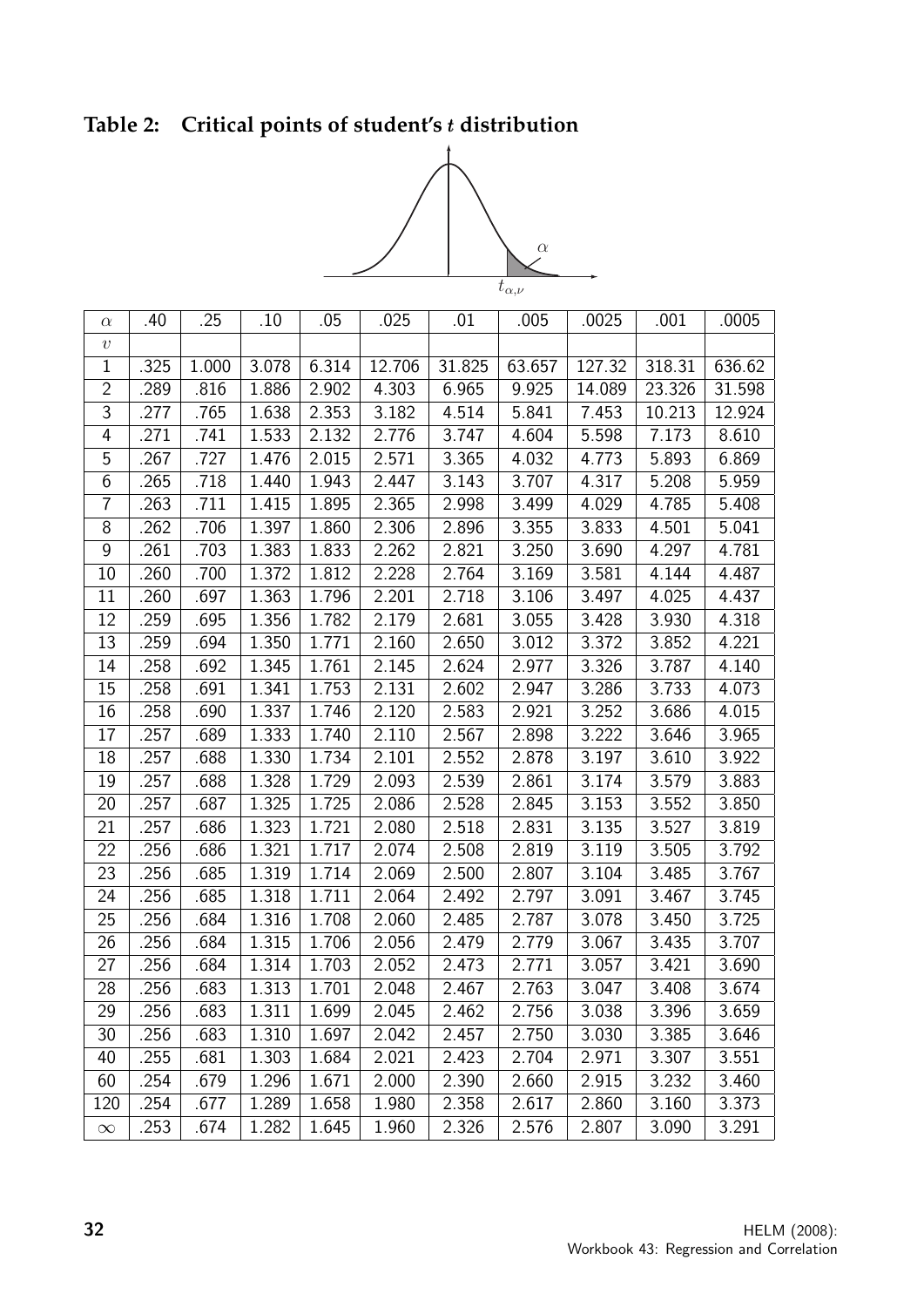**Table 2: Critical points of student's *t* distribution**

$\alpha$

$t_{\alpha,\nu}$

| $\alpha$ | .40 | .25 | .10 | .05 | .025 | .01 | .005 | .0025 | .001 | .0005 |
|---|---|---|---|---|---|---|---|---|---|---|
| $v$ | | | | | | | | | | |
| 1 | .325 | 1.000 | 3.078 | 6.314 | 12.706 | 31.825 | 63.657 | 127.32 | 318.31 | 636.62 |
| 2 | .289 | .816 | 1.886 | 2.902 | 4.303 | 6.965 | 9.925 | 14.089 | 23.326 | 31.598 |
| 3 | .277 | .765 | 1.638 | 2.353 | 3.182 | 4.514 | 5.841 | 7.453 | 10.213 | 12.924 |
| 4 | .271 | .741 | 1.533 | 2.132 | 2.776 | 3.747 | 4.604 | 5.598 | 7.173 | 8.610 |
| 5 | .267 | .727 | 1.476 | 2.015 | 2.571 | 3.365 | 4.032 | 4.773 | 5.893 | 6.869 |
| 6 | .265 | .718 | 1.440 | 1.943 | 2.447 | 3.143 | 3.707 | 4.317 | 5.208 | 5.959 |
| 7 | .263 | .711 | 1.415 | 1.895 | 2.365 | 2.998 | 3.499 | 4.029 | 4.785 | 5.408 |
| 8 | .262 | .706 | 1.397 | 1.860 | 2.306 | 2.896 | 3.355 | 3.833 | 4.501 | 5.041 |
| 9 | .261 | .703 | 1.383 | 1.833 | 2.262 | 2.821 | 3.250 | 3.690 | 4.297 | 4.781 |
| 10 | .260 | .700 | 1.372 | 1.812 | 2.228 | 2.764 | 3.169 | 3.581 | 4.144 | 4.487 |
| 11 | .260 | .697 | 1.363 | 1.796 | 2.201 | 2.718 | 3.106 | 3.497 | 4.025 | 4.437 |
| 12 | .259 | .695 | 1.356 | 1.782 | 2.179 | 2.681 | 3.055 | 3.428 | 3.930 | 4.318 |
| 13 | .259 | .694 | 1.350 | 1.771 | 2.160 | 2.650 | 3.012 | 3.372 | 3.852 | 4.221 |
| 14 | .258 | .692 | 1.345 | 1.761 | 2.145 | 2.624 | 2.977 | 3.326 | 3.787 | 4.140 |
| 15 | .258 | .691 | 1.341 | 1.753 | 2.131 | 2.602 | 2.947 | 3.286 | 3.733 | 4.073 |
| 16 | .258 | .690 | 1.337 | 1.746 | 2.120 | 2.583 | 2.921 | 3.252 | 3.686 | 4.015 |
| 17 | .257 | .689 | 1.333 | 1.740 | 2.110 | 2.567 | 2.898 | 3.222 | 3.646 | 3.965 |
| 18 | .257 | .688 | 1.330 | 1.734 | 2.101 | 2.552 | 2.878 | 3.197 | 3.610 | 3.922 |
| 19 | .257 | .688 | 1.328 | 1.729 | 2.093 | 2.539 | 2.861 | 3.174 | 3.579 | 3.883 |
| 20 | .257 | .687 | 1.325 | 1.725 | 2.086 | 2.528 | 2.845 | 3.153 | 3.552 | 3.850 |
| 21 | .257 | .686 | 1.323 | 1.721 | 2.080 | 2.518 | 2.831 | 3.135 | 3.527 | 3.819 |
| 22 | .256 | .686 | 1.321 | 1.717 | 2.074 | 2.508 | 2.819 | 3.119 | 3.505 | 3.792 |
| 23 | .256 | .685 | 1.319 | 1.714 | 2.069 | 2.500 | 2.807 | 3.104 | 3.485 | 3.767 |
| 24 | .256 | .685 | 1.318 | 1.711 | 2.064 | 2.492 | 2.797 | 3.091 | 3.467 | 3.745 |
| 25 | .256 | .684 | 1.316 | 1.708 | 2.060 | 2.485 | 2.787 | 3.078 | 3.450 | 3.725 |
| 26 | .256 | .684 | 1.315 | 1.706 | 2.056 | 2.479 | 2.779 | 3.067 | 3.435 | 3.707 |
| 27 | .256 | .684 | 1.314 | 1.703 | 2.052 | 2.473 | 2.771 | 3.057 | 3.421 | 3.690 |
| 28 | .256 | .683 | 1.313 | 1.701 | 2.048 | 2.467 | 2.763 | 3.047 | 3.408 | 3.674 |
| 29 | .256 | .683 | 1.311 | 1.699 | 2.045 | 2.462 | 2.756 | 3.038 | 3.396 | 3.659 |
| 30 | .256 | .683 | 1.310 | 1.697 | 2.042 | 2.457 | 2.750 | 3.030 | 3.385 | 3.646 |
| 40 | .255 | .681 | 1.303 | 1.684 | 2.021 | 2.423 | 2.704 | 2.971 | 3.307 | 3.551 |
| 60 | .254 | .679 | 1.296 | 1.671 | 2.000 | 2.390 | 2.660 | 2.915 | 3.232 | 3.460 |
| 120 | .254 | .677 | 1.289 | 1.658 | 1.980 | 2.358 | 2.617 | 2.860 | 3.160 | 3.373 |
| $\infty$ | .253 | .674 | 1.282 | 1.645 | 1.960 | 2.326 | 2.576 | 2.807 | 3.090 | 3.291 |